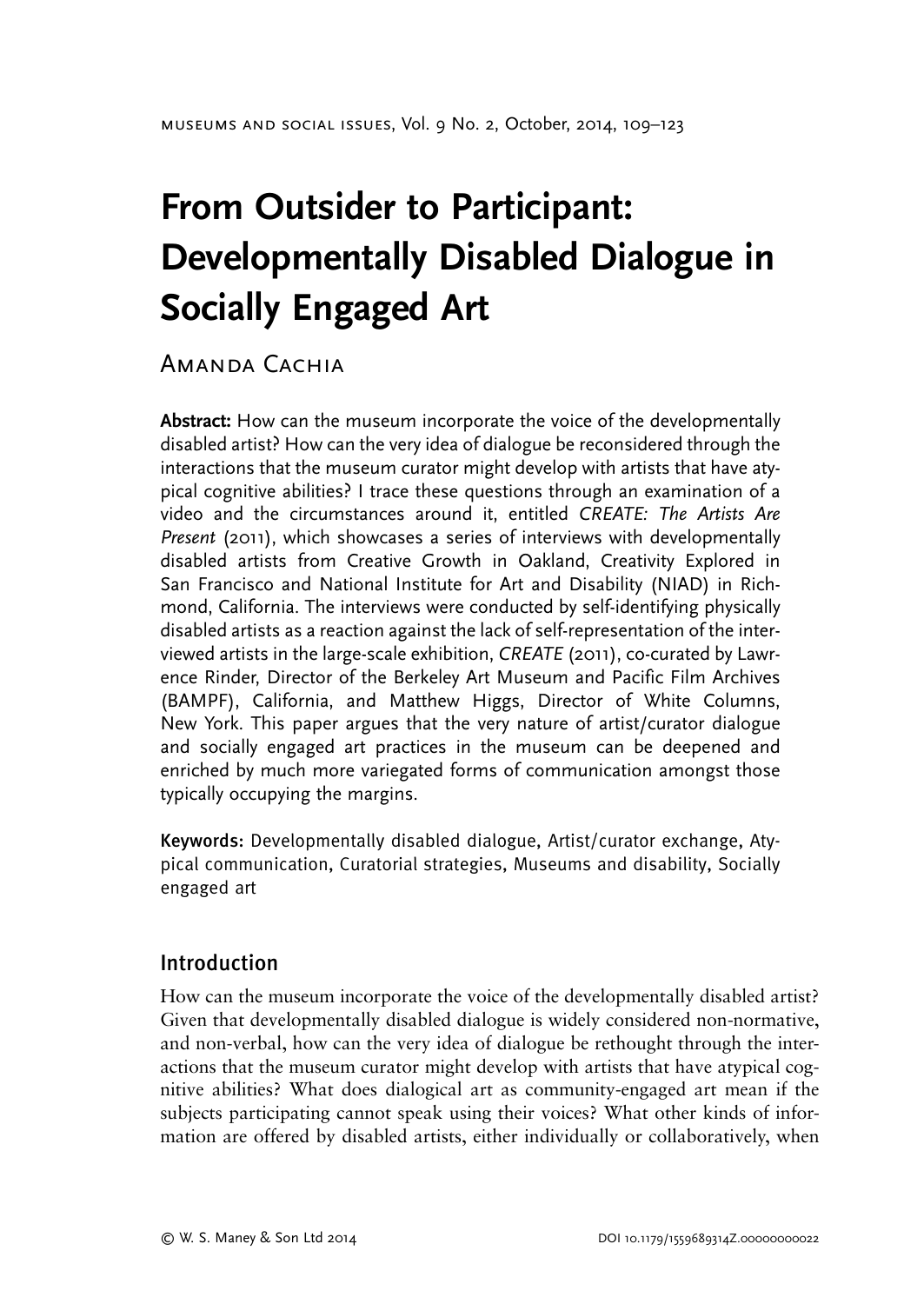# From Outsider to Participant: Developmentally Disabled Dialogue in Socially Engaged Art

Amanda Cachia

**Abstract:** How can the museum incorporate the voice of the developmentally disabled artist? How can the very idea of dialogue be reconsidered through the interactions that the museum curator might develop with artists that have atypical cognitive abilities? I trace these questions through an examination of a video and the circumstances around it, entitled *CREATE: The Artists Are Present* (2011), which showcases a series of interviews with developmentally disabled artists from Creative Growth in Oakland, Creativity Explored in San Francisco and National Institute for Art and Disability (NIAD) in Richmond, California. The interviews were conducted by self-identifying physically disabled artists as a reaction against the lack of self-representation of the interviewed artists in the large-scale exhibition, *CREATE* (2011), co-curated by Lawrence Rinder, Director of the Berkeley Art Museum and Pacific Film Archives (BAMPF), California, and Matthew Higgs, Director of White Columns, New York. This paper argues that the very nature of artist/curator dialogue and socially engaged art practices in the museum can be deepened and enriched by much more variegated forms of communication amongst those typically occupying the margins.

**Keywords:** Developmentally disabled dialogue, Artist/curator exchange, Atypical communication, Curatorial strategies, Museums and disability, Socially engaged art

## Introduction

How can the museum incorporate the voice of the developmentally disabled artist? Given that developmentally disabled dialogue is widely considered non-normative, and non-verbal, how can the very idea of dialogue be rethought through the interactions that the museum curator might develop with artists that have atypical cognitive abilities? What does dialogical art as community-engaged art mean if the subjects participating cannot speak using their voices? What other kinds of information are offered by disabled artists, either individually or collaboratively, when

© W. S. Maney & Son Ltd 2014 DOI 10.1179/1559689314Z.00000000022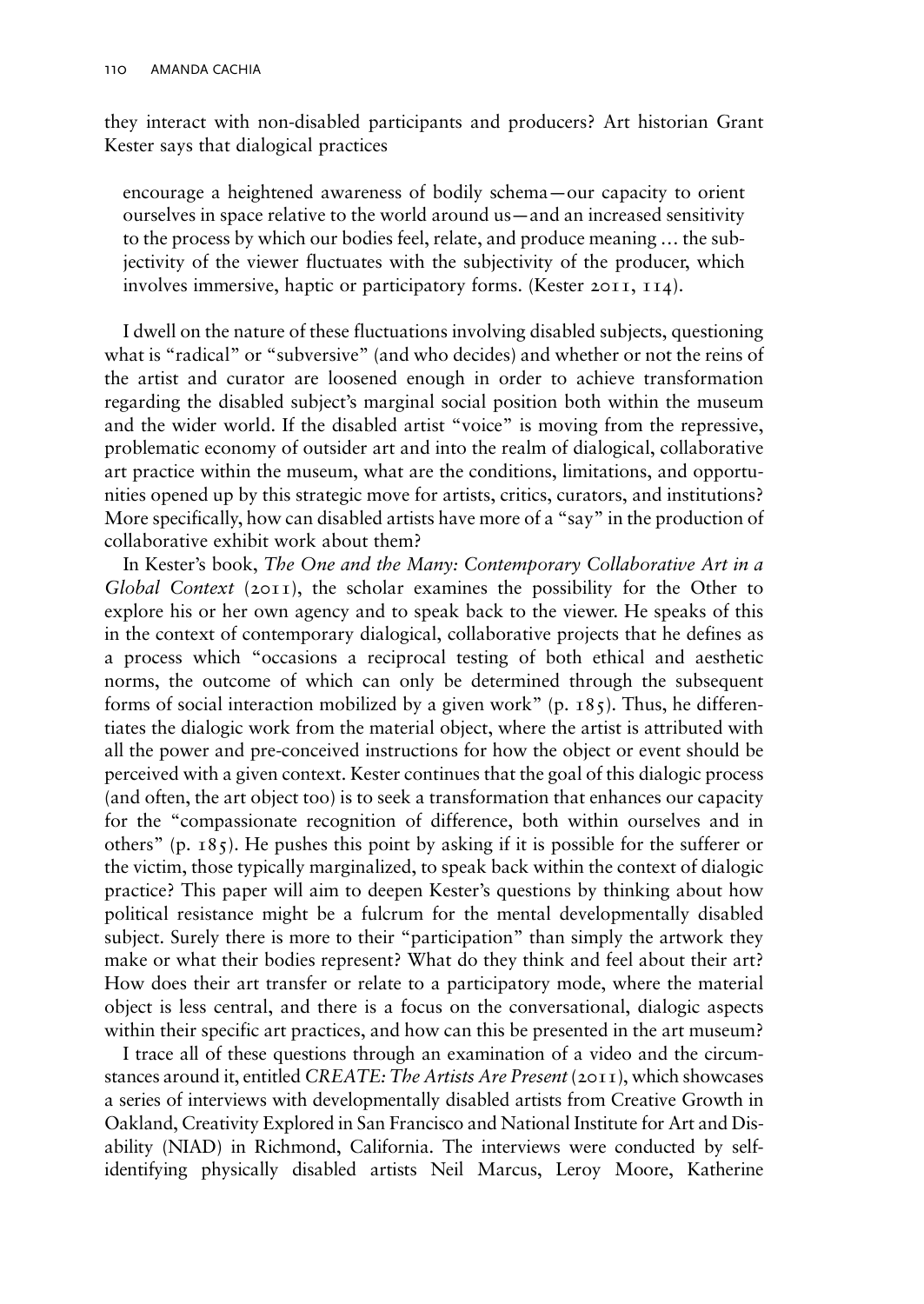they interact with non-disabled participants and producers? Art historian Grant Kester says that dialogical practices

> encourage a heightened awareness of bodily schema—our capacity to orient ourselves in space relative to the world around us—and an increased sensitivity to the process by which our bodies feel, relate, and produce meaning … the subjectivity of the viewer fluctuates with the subjectivity of the producer, which involves immersive, haptic or participatory forms. (Kester 2011, 114).

I dwell on the nature of these fluctuations involving disabled subjects, questioning what is "radical" or "subversive" (and who decides) and whether or not the reins of the artist and curator are loosened enough in order to achieve transformation regarding the disabled subject's marginal social position both within the museum and the wider world. If the disabled artist "voice" is moving from the repressive, problematic economy of outsider art and into the realm of dialogical, collaborative art practice within the museum, what are the conditions, limitations, and opportunities opened up by this strategic move for artists, critics, curators, and institutions? More specifically, how can disabled artists have more of a "say" in the production of collaborative exhibit work about them?

In Kester's book, *The One and the Many: Contemporary Collaborative Art in a Global Context* (2011), the scholar examines the possibility for the Other to explore his or her own agency and to speak back to the viewer. He speaks of this in the context of contemporary dialogical, collaborative projects that he defines as a process which "occasions a reciprocal testing of both ethical and aesthetic norms, the outcome of which can only be determined through the subsequent forms of social interaction mobilized by a given work" (p. 185). Thus, he differentiates the dialogic work from the material object, where the artist is attributed with all the power and pre-conceived instructions for how the object or event should be perceived with a given context. Kester continues that the goal of this dialogic process (and often, the art object too) is to seek a transformation that enhances our capacity for the "compassionate recognition of difference, both within ourselves and in others" (p. 185). He pushes this point by asking if it is possible for the sufferer or the victim, those typically marginalized, to speak back within the context of dialogic practice? This paper will aim to deepen Kester's questions by thinking about how political resistance might be a fulcrum for the mental developmentally disabled subject. Surely there is more to their "participation" than simply the artwork they make or what their bodies represent? What do they think and feel about their art? How does their art transfer or relate to a participatory mode, where the material object is less central, and there is a focus on the conversational, dialogic aspects within their specific art practices, and how can this be presented in the art museum?

I trace all of these questions through an examination of a video and the circumstances around it, entitled *CREATE: The Artists Are Present* (2011), which showcases a series of interviews with developmentally disabled artists from Creative Growth in Oakland, Creativity Explored in San Francisco and National Institute for Art and Disability (NIAD) in Richmond, California. The interviews were conducted by self-identifying physically disabled artists Neil Marcus, Leroy Moore, Katherine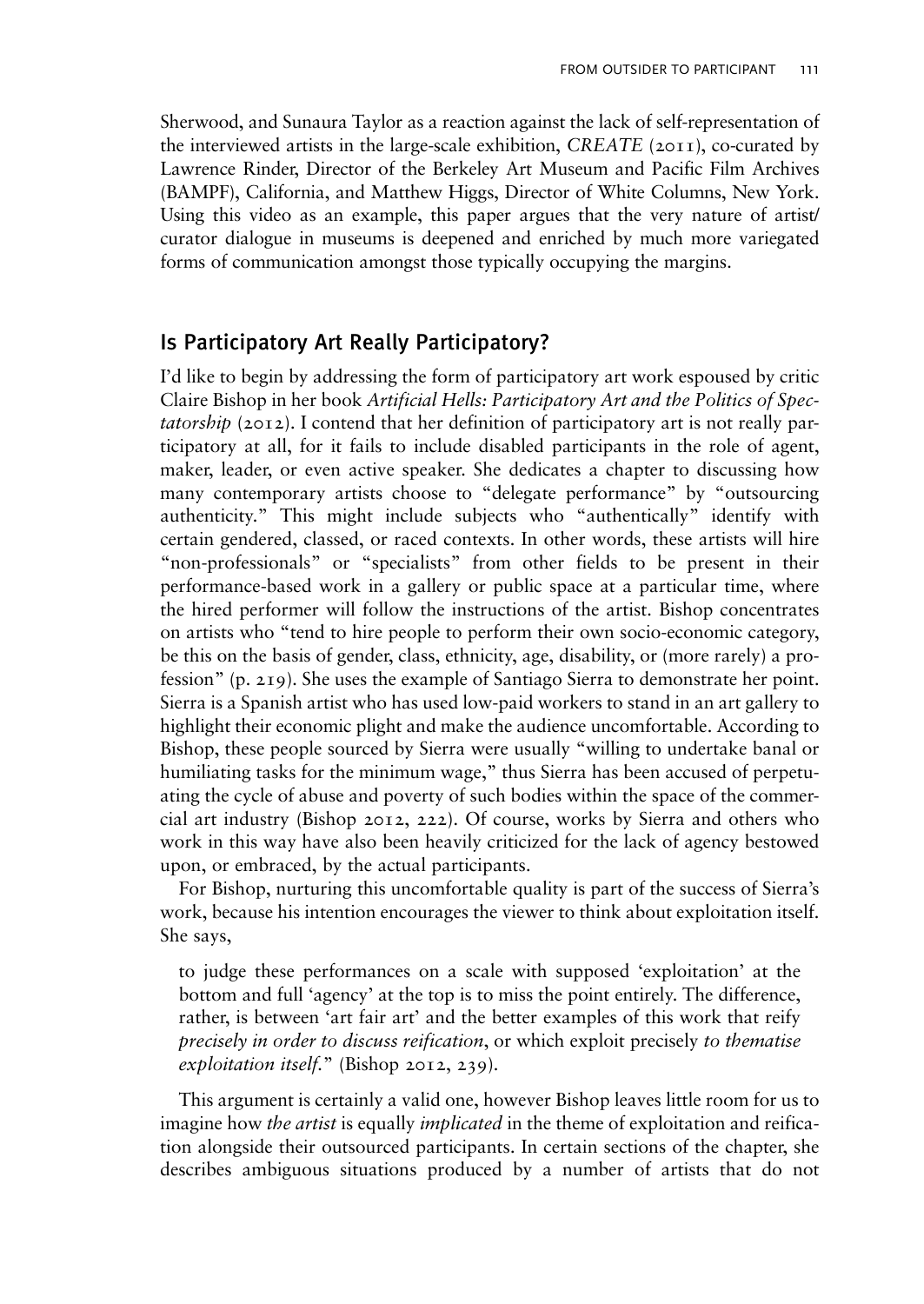Sherwood, and Sunaura Taylor as a reaction against the lack of self-representation of the interviewed artists in the large-scale exhibition, *CREATE* (2011), co-curated by Lawrence Rinder, Director of the Berkeley Art Museum and Pacific Film Archives (BAMPF), California, and Matthew Higgs, Director of White Columns, New York. Using this video as an example, this paper argues that the very nature of artist/ curator dialogue in museums is deepened and enriched by much more variegated forms of communication amongst those typically occupying the margins.

## Is Participatory Art Really Participatory?

I'd like to begin by addressing the form of participatory art work espoused by critic Claire Bishop in her book *Artificial Hells: Participatory Art and the Politics of Spectatorship* (2012). I contend that her definition of participatory art is not really participatory at all, for it fails to include disabled participants in the role of agent, maker, leader, or even active speaker. She dedicates a chapter to discussing how many contemporary artists choose to "delegate performance" by "outsourcing authenticity." This might include subjects who "authentically" identify with certain gendered, classed, or raced contexts. In other words, these artists will hire "non-professionals" or "specialists" from other fields to be present in their performance-based work in a gallery or public space at a particular time, where the hired performer will follow the instructions of the artist. Bishop concentrates on artists who "tend to hire people to perform their own socio-economic category, be this on the basis of gender, class, ethnicity, age, disability, or (more rarely) a profession" (p. 219). She uses the example of Santiago Sierra to demonstrate her point. Sierra is a Spanish artist who has used low-paid workers to stand in an art gallery to highlight their economic plight and make the audience uncomfortable. According to Bishop, these people sourced by Sierra were usually "willing to undertake banal or humiliating tasks for the minimum wage," thus Sierra has been accused of perpetuating the cycle of abuse and poverty of such bodies within the space of the commercial art industry (Bishop 2012, 222). Of course, works by Sierra and others who work in this way have also been heavily criticized for the lack of agency bestowed upon, or embraced, by the actual participants.

For Bishop, nurturing this uncomfortable quality is part of the success of Sierra's work, because his intention encourages the viewer to think about exploitation itself. She says,

> to judge these performances on a scale with supposed 'exploitation' at the bottom and full 'agency' at the top is to miss the point entirely. The difference, rather, is between 'art fair art' and the better examples of this work that reify *precisely in order to discuss reification*, or which exploit precisely *to thematise exploitation itself*." (Bishop 2012, 239).

This argument is certainly a valid one, however Bishop leaves little room for us to imagine how *the artist* is equally *implicated* in the theme of exploitation and reification alongside their outsourced participants. In certain sections of the chapter, she describes ambiguous situations produced by a number of artists that do not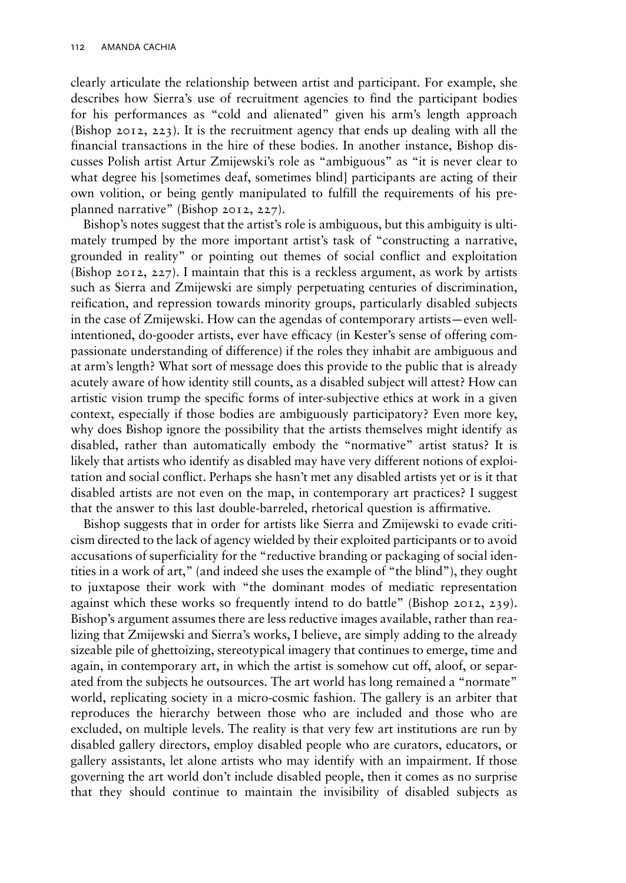clearly articulate the relationship between artist and participant. For example, she describes how Sierra's use of recruitment agencies to find the participant bodies for his performances as "cold and alienated" given his arm's length approach (Bishop 2012, 223). It is the recruitment agency that ends up dealing with all the financial transactions in the hire of these bodies. In another instance, Bishop discusses Polish artist Artur Zmijewski's role as "ambiguous" as "it is never clear to what degree his [sometimes deaf, sometimes blind] participants are acting of their own volition, or being gently manipulated to fulfill the requirements of his pre-planned narrative" (Bishop 2012, 227).

Bishop's notes suggest that the artist's role is ambiguous, but this ambiguity is ultimately trumped by the more important artist's task of "constructing a narrative, grounded in reality" or pointing out themes of social conflict and exploitation (Bishop 2012, 227). I maintain that this is a reckless argument, as work by artists such as Sierra and Zmijewski are simply perpetuating centuries of discrimination, reification, and repression towards minority groups, particularly disabled subjects in the case of Zmijewski. How can the agendas of contemporary artists—even well-intentioned, do-gooder artists, ever have efficacy (in Kester's sense of offering compassionate understanding of difference) if the roles they inhabit are ambiguous and at arm's length? What sort of message does this provide to the public that is already acutely aware of how identity still counts, as a disabled subject will attest? How can artistic vision trump the specific forms of inter-subjective ethics at work in a given context, especially if those bodies are ambiguously participatory? Even more key, why does Bishop ignore the possibility that the artists themselves might identify as disabled, rather than automatically embody the "normative" artist status? It is likely that artists who identify as disabled may have very different notions of exploitation and social conflict. Perhaps she hasn't met any disabled artists yet or is it that disabled artists are not even on the map, in contemporary art practices? I suggest that the answer to this last double-barreled, rhetorical question is affirmative.

Bishop suggests that in order for artists like Sierra and Zmijewski to evade criticism directed to the lack of agency wielded by their exploited participants or to avoid accusations of superficiality for the "reductive branding or packaging of social identities in a work of art," (and indeed she uses the example of "the blind"), they ought to juxtapose their work with "the dominant modes of mediatic representation against which these works so frequently intend to do battle" (Bishop 2012, 239). Bishop's argument assumes there are less reductive images available, rather than realizing that Zmijewski and Sierra's works, I believe, are simply adding to the already sizeable pile of ghettoizing, stereotypical imagery that continues to emerge, time and again, in contemporary art, in which the artist is somehow cut off, aloof, or separated from the subjects he outsources. The art world has long remained a "normate" world, replicating society in a micro-cosmic fashion. The gallery is an arbiter that reproduces the hierarchy between those who are included and those who are excluded, on multiple levels. The reality is that very few art institutions are run by disabled gallery directors, employ disabled people who are curators, educators, or gallery assistants, let alone artists who may identify with an impairment. If those governing the art world don't include disabled people, then it comes as no surprise that they should continue to maintain the invisibility of disabled subjects as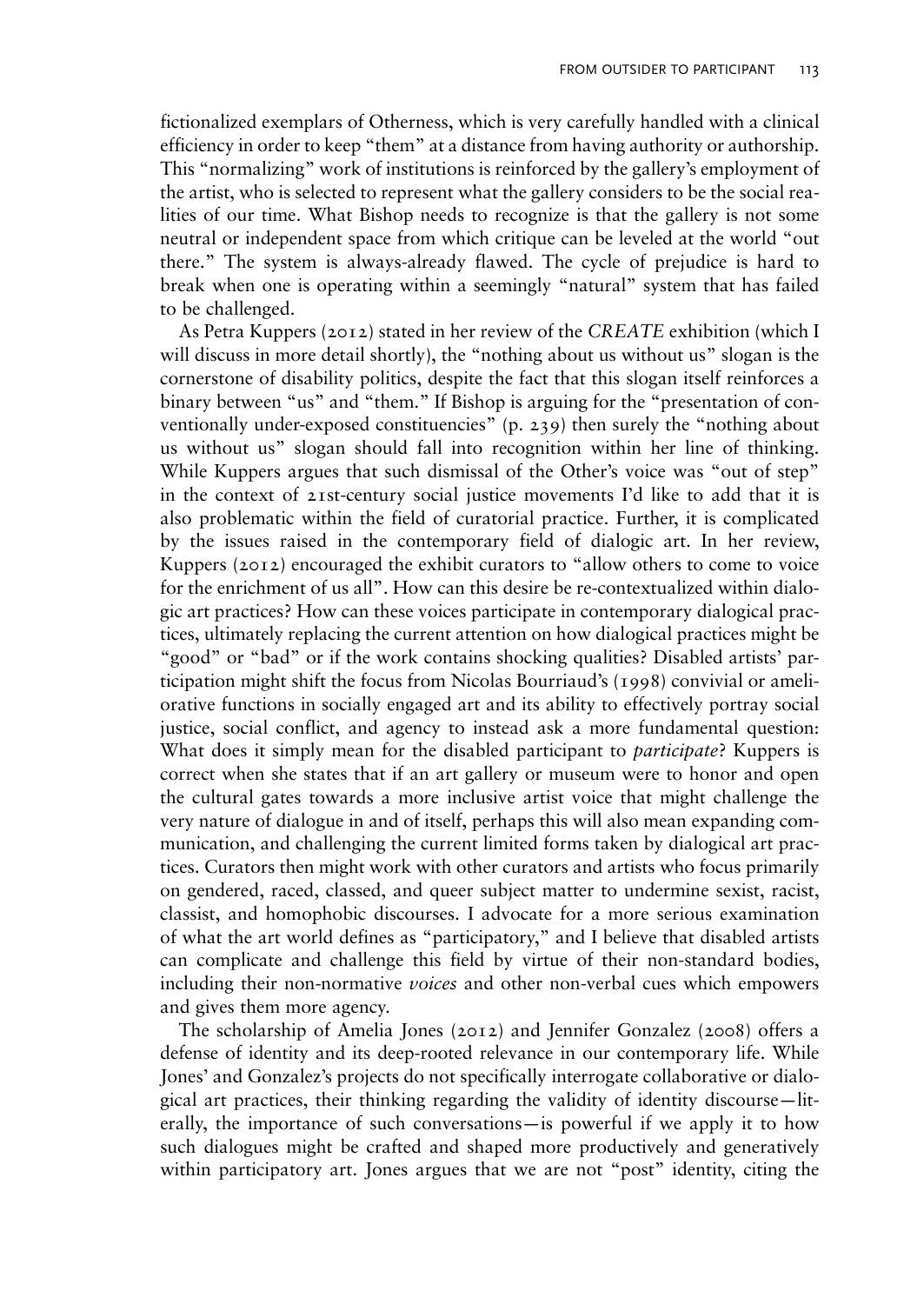fictionalized exemplars of Otherness, which is very carefully handled with a clinical efficiency in order to keep "them" at a distance from having authority or authorship. This "normalizing" work of institutions is reinforced by the gallery's employment of the artist, who is selected to represent what the gallery considers to be the social realities of our time. What Bishop needs to recognize is that the gallery is not some neutral or independent space from which critique can be leveled at the world "out there." The system is always-already flawed. The cycle of prejudice is hard to break when one is operating within a seemingly "natural" system that has failed to be challenged.

As Petra Kuppers (2012) stated in her review of the *CREATE* exhibition (which I will discuss in more detail shortly), the "nothing about us without us" slogan is the cornerstone of disability politics, despite the fact that this slogan itself reinforces a binary between "us" and "them." If Bishop is arguing for the "presentation of conventionally under-exposed constituencies" (p. 239) then surely the "nothing about us without us" slogan should fall into recognition within her line of thinking. While Kuppers argues that such dismissal of the Other's voice was "out of step" in the context of 21st-century social justice movements I'd like to add that it is also problematic within the field of curatorial practice. Further, it is complicated by the issues raised in the contemporary field of dialogic art. In her review, Kuppers (2012) encouraged the exhibit curators to "allow others to come to voice for the enrichment of us all". How can this desire be re-contextualized within dialogic art practices? How can these voices participate in contemporary dialogical practices, ultimately replacing the current attention on how dialogical practices might be "good" or "bad" or if the work contains shocking qualities? Disabled artists' participation might shift the focus from Nicolas Bourriaud's (1998) convivial or ameliorative functions in socially engaged art and its ability to effectively portray social justice, social conflict, and agency to instead ask a more fundamental question: What does it simply mean for the disabled participant to *participate*? Kuppers is correct when she states that if an art gallery or museum were to honor and open the cultural gates towards a more inclusive artist voice that might challenge the very nature of dialogue in and of itself, perhaps this will also mean expanding communication, and challenging the current limited forms taken by dialogical art practices. Curators then might work with other curators and artists who focus primarily on gendered, raced, classed, and queer subject matter to undermine sexist, racist, classist, and homophobic discourses. I advocate for a more serious examination of what the art world defines as "participatory," and I believe that disabled artists can complicate and challenge this field by virtue of their non-standard bodies, including their non-normative *voices* and other non-verbal cues which empowers and gives them more agency.

The scholarship of Amelia Jones (2012) and Jennifer Gonzalez (2008) offers a defense of identity and its deep-rooted relevance in our contemporary life. While Jones' and Gonzalez's projects do not specifically interrogate collaborative or dialogical art practices, their thinking regarding the validity of identity discourse—literally, the importance of such conversations—is powerful if we apply it to how such dialogues might be crafted and shaped more productively and generatively within participatory art. Jones argues that we are not "post" identity, citing the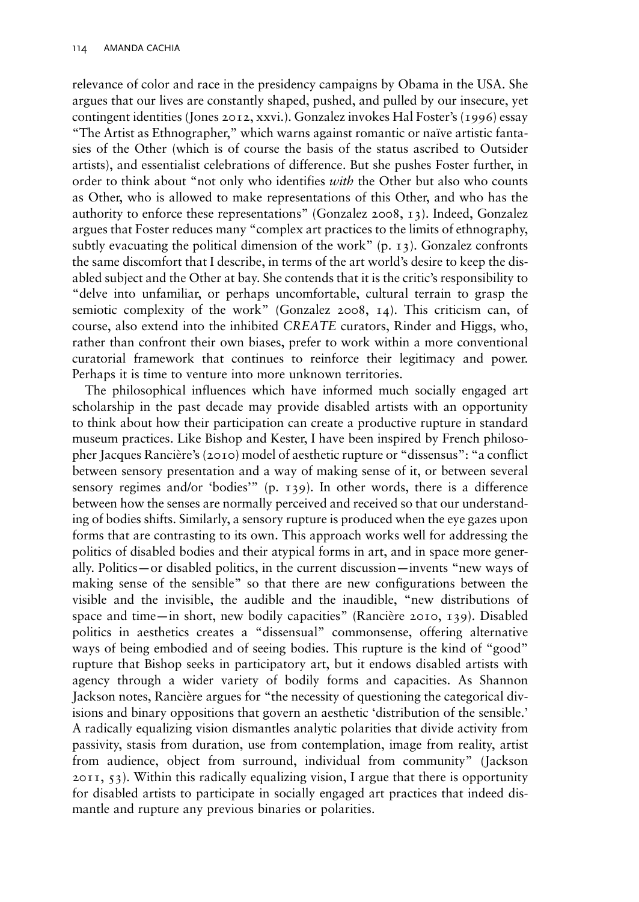relevance of color and race in the presidency campaigns by Obama in the USA. She argues that our lives are constantly shaped, pushed, and pulled by our insecure, yet contingent identities (Jones 2012, xxvi.). Gonzalez invokes Hal Foster's (1996) essay "The Artist as Ethnographer," which warns against romantic or naïve artistic fantasies of the Other (which is of course the basis of the status ascribed to Outsider artists), and essentialist celebrations of difference. But she pushes Foster further, in order to think about "not only who identifies *with* the Other but also who counts as Other, who is allowed to make representations of this Other, and who has the authority to enforce these representations" (Gonzalez 2008, 13). Indeed, Gonzalez argues that Foster reduces many "complex art practices to the limits of ethnography, subtly evacuating the political dimension of the work" (p. 13). Gonzalez confronts the same discomfort that I describe, in terms of the art world's desire to keep the disabled subject and the Other at bay. She contends that it is the critic's responsibility to "delve into unfamiliar, or perhaps uncomfortable, cultural terrain to grasp the semiotic complexity of the work" (Gonzalez 2008, 14). This criticism can, of course, also extend into the inhibited *CREATE* curators, Rinder and Higgs, who, rather than confront their own biases, prefer to work within a more conventional curatorial framework that continues to reinforce their legitimacy and power. Perhaps it is time to venture into more unknown territories.

The philosophical influences which have informed much socially engaged art scholarship in the past decade may provide disabled artists with an opportunity to think about how their participation can create a productive rupture in standard museum practices. Like Bishop and Kester, I have been inspired by French philosopher Jacques Rancière's (2010) model of aesthetic rupture or "dissensus": "a conflict between sensory presentation and a way of making sense of it, or between several sensory regimes and/or 'bodies'" (p. 139). In other words, there is a difference between how the senses are normally perceived and received so that our understanding of bodies shifts. Similarly, a sensory rupture is produced when the eye gazes upon forms that are contrasting to its own. This approach works well for addressing the politics of disabled bodies and their atypical forms in art, and in space more generally. Politics—or disabled politics, in the current discussion—invents "new ways of making sense of the sensible" so that there are new configurations between the visible and the invisible, the audible and the inaudible, "new distributions of space and time—in short, new bodily capacities" (Rancière 2010, 139). Disabled politics in aesthetics creates a "dissensual" commonsense, offering alternative ways of being embodied and of seeing bodies. This rupture is the kind of "good" rupture that Bishop seeks in participatory art, but it endows disabled artists with agency through a wider variety of bodily forms and capacities. As Shannon Jackson notes, Rancière argues for "the necessity of questioning the categorical divisions and binary oppositions that govern an aesthetic 'distribution of the sensible.' A radically equalizing vision dismantles analytic polarities that divide activity from passivity, stasis from duration, use from contemplation, image from reality, artist from audience, object from surround, individual from community" (Jackson 2011, 53). Within this radically equalizing vision, I argue that there is opportunity for disabled artists to participate in socially engaged art practices that indeed dismantle and rupture any previous binaries or polarities.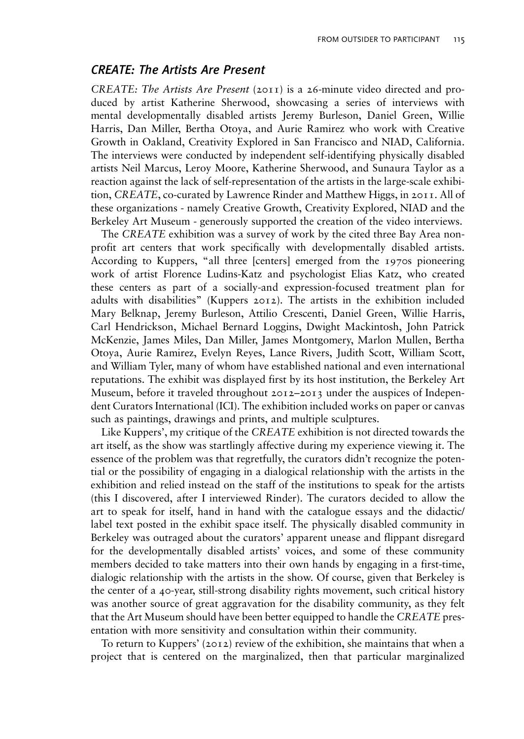## *CREATE: The Artists Are Present*

*CREATE: The Artists Are Present* (2011) is a 26-minute video directed and produced by artist Katherine Sherwood, showcasing a series of interviews with mental developmentally disabled artists Jeremy Burleson, Daniel Green, Willie Harris, Dan Miller, Bertha Otoya, and Aurie Ramirez who work with Creative Growth in Oakland, Creativity Explored in San Francisco and NIAD, California. The interviews were conducted by independent self-identifying physically disabled artists Neil Marcus, Leroy Moore, Katherine Sherwood, and Sunaura Taylor as a reaction against the lack of self-representation of the artists in the large-scale exhibition, *CREATE*, co-curated by Lawrence Rinder and Matthew Higgs, in 2011. All of these organizations - namely Creative Growth, Creativity Explored, NIAD and the Berkeley Art Museum - generously supported the creation of the video interviews.

The *CREATE* exhibition was a survey of work by the cited three Bay Area non-profit art centers that work specifically with developmentally disabled artists. According to Kuppers, "all three [centers] emerged from the 1970s pioneering work of artist Florence Ludins-Katz and psychologist Elias Katz, who created these centers as part of a socially-and expression-focused treatment plan for adults with disabilities" (Kuppers 2012). The artists in the exhibition included Mary Belknap, Jeremy Burleson, Attilio Crescenti, Daniel Green, Willie Harris, Carl Hendrickson, Michael Bernard Loggins, Dwight Mackintosh, John Patrick McKenzie, James Miles, Dan Miller, James Montgomery, Marlon Mullen, Bertha Otoya, Aurie Ramirez, Evelyn Reyes, Lance Rivers, Judith Scott, William Scott, and William Tyler, many of whom have established national and even international reputations. The exhibit was displayed first by its host institution, the Berkeley Art Museum, before it traveled throughout 2012–2013 under the auspices of Independent Curators International (ICI). The exhibition included works on paper or canvas such as paintings, drawings and prints, and multiple sculptures.

Like Kuppers', my critique of the *CREATE* exhibition is not directed towards the art itself, as the show was startlingly affective during my experience viewing it. The essence of the problem was that regretfully, the curators didn't recognize the potential or the possibility of engaging in a dialogical relationship with the artists in the exhibition and relied instead on the staff of the institutions to speak for the artists (this I discovered, after I interviewed Rinder). The curators decided to allow the art to speak for itself, hand in hand with the catalogue essays and the didactic/label text posted in the exhibit space itself. The physically disabled community in Berkeley was outraged about the curators' apparent unease and flippant disregard for the developmentally disabled artists' voices, and some of these community members decided to take matters into their own hands by engaging in a first-time, dialogic relationship with the artists in the show. Of course, given that Berkeley is the center of a 40-year, still-strong disability rights movement, such critical history was another source of great aggravation for the disability community, as they felt that the Art Museum should have been better equipped to handle the *CREATE* presentation with more sensitivity and consultation within their community.

To return to Kuppers' (2012) review of the exhibition, she maintains that when a project that is centered on the marginalized, then that particular marginalized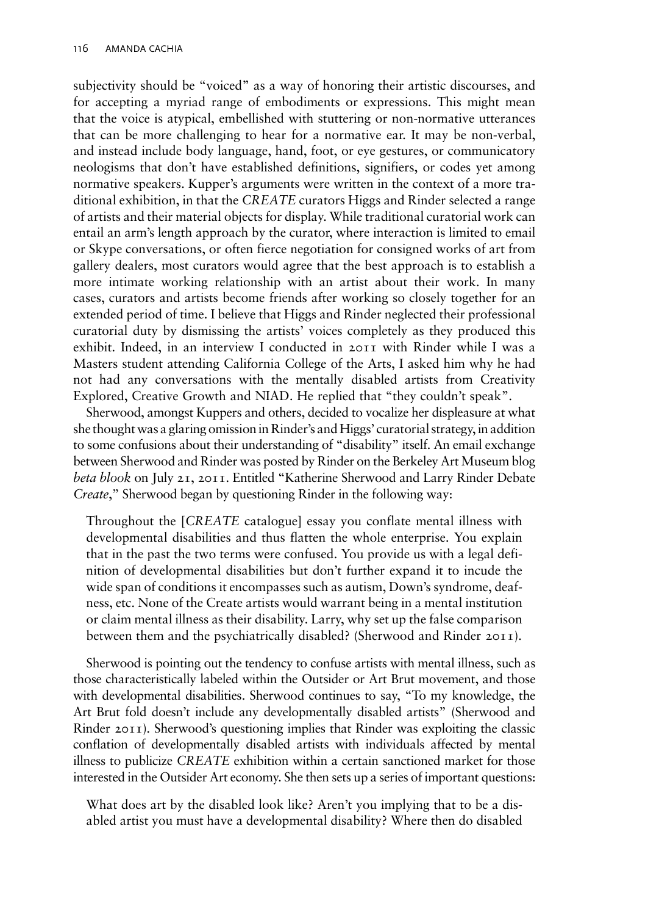subjectivity should be "voiced" as a way of honoring their artistic discourses, and for accepting a myriad range of embodiments or expressions. This might mean that the voice is atypical, embellished with stuttering or non-normative utterances that can be more challenging to hear for a normative ear. It may be non-verbal, and instead include body language, hand, foot, or eye gestures, or communicatory neologisms that don't have established definitions, signifiers, or codes yet among normative speakers. Kupper's arguments were written in the context of a more traditional exhibition, in that the *CREATE* curators Higgs and Rinder selected a range of artists and their material objects for display. While traditional curatorial work can entail an arm's length approach by the curator, where interaction is limited to email or Skype conversations, or often fierce negotiation for consigned works of art from gallery dealers, most curators would agree that the best approach is to establish a more intimate working relationship with an artist about their work. In many cases, curators and artists become friends after working so closely together for an extended period of time. I believe that Higgs and Rinder neglected their professional curatorial duty by dismissing the artists' voices completely as they produced this exhibit. Indeed, in an interview I conducted in 2011 with Rinder while I was a Masters student attending California College of the Arts, I asked him why he had not had any conversations with the mentally disabled artists from Creativity Explored, Creative Growth and NIAD. He replied that "they couldn't speak".

Sherwood, amongst Kuppers and others, decided to vocalize her displeasure at what she thought was a glaring omission in Rinder's and Higgs' curatorial strategy, in addition to some confusions about their understanding of "disability" itself. An email exchange between Sherwood and Rinder was posted by Rinder on the Berkeley Art Museum blog *beta blook* on July 21, 2011. Entitled "Katherine Sherwood and Larry Rinder Debate *Create*," Sherwood began by questioning Rinder in the following way:

> Throughout the [*CREATE* catalogue] essay you conflate mental illness with developmental disabilities and thus flatten the whole enterprise. You explain that in the past the two terms were confused. You provide us with a legal definition of developmental disabilities but don't further expand it to incude the wide span of conditions it encompasses such as autism, Down's syndrome, deafness, etc. None of the Create artists would warrant being in a mental institution or claim mental illness as their disability. Larry, why set up the false comparison between them and the psychiatrically disabled? (Sherwood and Rinder 2011).

Sherwood is pointing out the tendency to confuse artists with mental illness, such as those characteristically labeled within the Outsider or Art Brut movement, and those with developmental disabilities. Sherwood continues to say, "To my knowledge, the Art Brut fold doesn't include any developmentally disabled artists" (Sherwood and Rinder 2011). Sherwood's questioning implies that Rinder was exploiting the classic conflation of developmentally disabled artists with individuals affected by mental illness to publicize *CREATE* exhibition within a certain sanctioned market for those interested in the Outsider Art economy. She then sets up a series of important questions:

> What does art by the disabled look like? Aren't you implying that to be a disabled artist you must have a developmental disability? Where then do disabled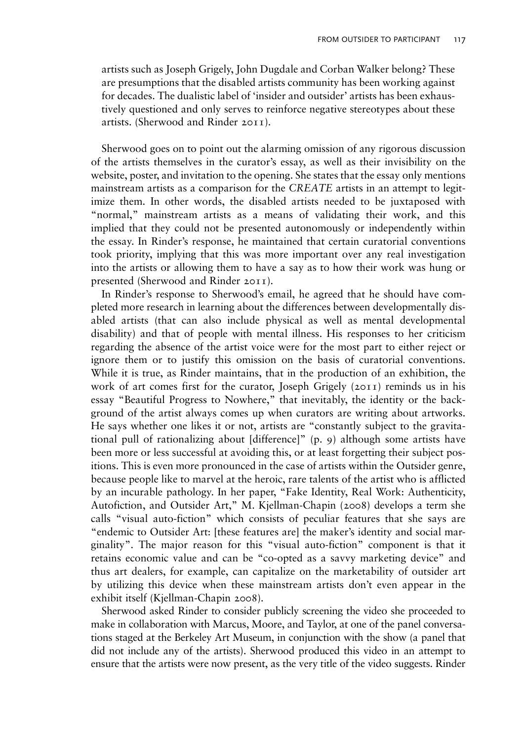artists such as Joseph Grigely, John Dugdale and Corban Walker belong? These are presumptions that the disabled artists community has been working against for decades. The dualistic label of 'insider and outsider' artists has been exhaustively questioned and only serves to reinforce negative stereotypes about these artists. (Sherwood and Rinder 2011).

Sherwood goes on to point out the alarming omission of any rigorous discussion of the artists themselves in the curator's essay, as well as their invisibility on the website, poster, and invitation to the opening. She states that the essay only mentions mainstream artists as a comparison for the *CREATE* artists in an attempt to legitimize them. In other words, the disabled artists needed to be juxtaposed with "normal," mainstream artists as a means of validating their work, and this implied that they could not be presented autonomously or independently within the essay. In Rinder's response, he maintained that certain curatorial conventions took priority, implying that this was more important over any real investigation into the artists or allowing them to have a say as to how their work was hung or presented (Sherwood and Rinder 2011).

In Rinder's response to Sherwood's email, he agreed that he should have completed more research in learning about the differences between developmentally disabled artists (that can also include physical as well as mental developmental disability) and that of people with mental illness. His responses to her criticism regarding the absence of the artist voice were for the most part to either reject or ignore them or to justify this omission on the basis of curatorial conventions. While it is true, as Rinder maintains, that in the production of an exhibition, the work of art comes first for the curator, Joseph Grigely (2011) reminds us in his essay "Beautiful Progress to Nowhere," that inevitably, the identity or the background of the artist always comes up when curators are writing about artworks. He says whether one likes it or not, artists are "constantly subject to the gravitational pull of rationalizing about [difference]" (p. 9) although some artists have been more or less successful at avoiding this, or at least forgetting their subject positions. This is even more pronounced in the case of artists within the Outsider genre, because people like to marvel at the heroic, rare talents of the artist who is afflicted by an incurable pathology. In her paper, "Fake Identity, Real Work: Authenticity, Autofiction, and Outsider Art," M. Kjellman-Chapin (2008) develops a term she calls "visual auto-fiction" which consists of peculiar features that she says are "endemic to Outsider Art: [these features are] the maker's identity and social marginality". The major reason for this "visual auto-fiction" component is that it retains economic value and can be "co-opted as a savvy marketing device" and thus art dealers, for example, can capitalize on the marketability of outsider art by utilizing this device when these mainstream artists don't even appear in the exhibit itself (Kjellman-Chapin 2008).

Sherwood asked Rinder to consider publicly screening the video she proceeded to make in collaboration with Marcus, Moore, and Taylor, at one of the panel conversations staged at the Berkeley Art Museum, in conjunction with the show (a panel that did not include any of the artists). Sherwood produced this video in an attempt to ensure that the artists were now present, as the very title of the video suggests. Rinder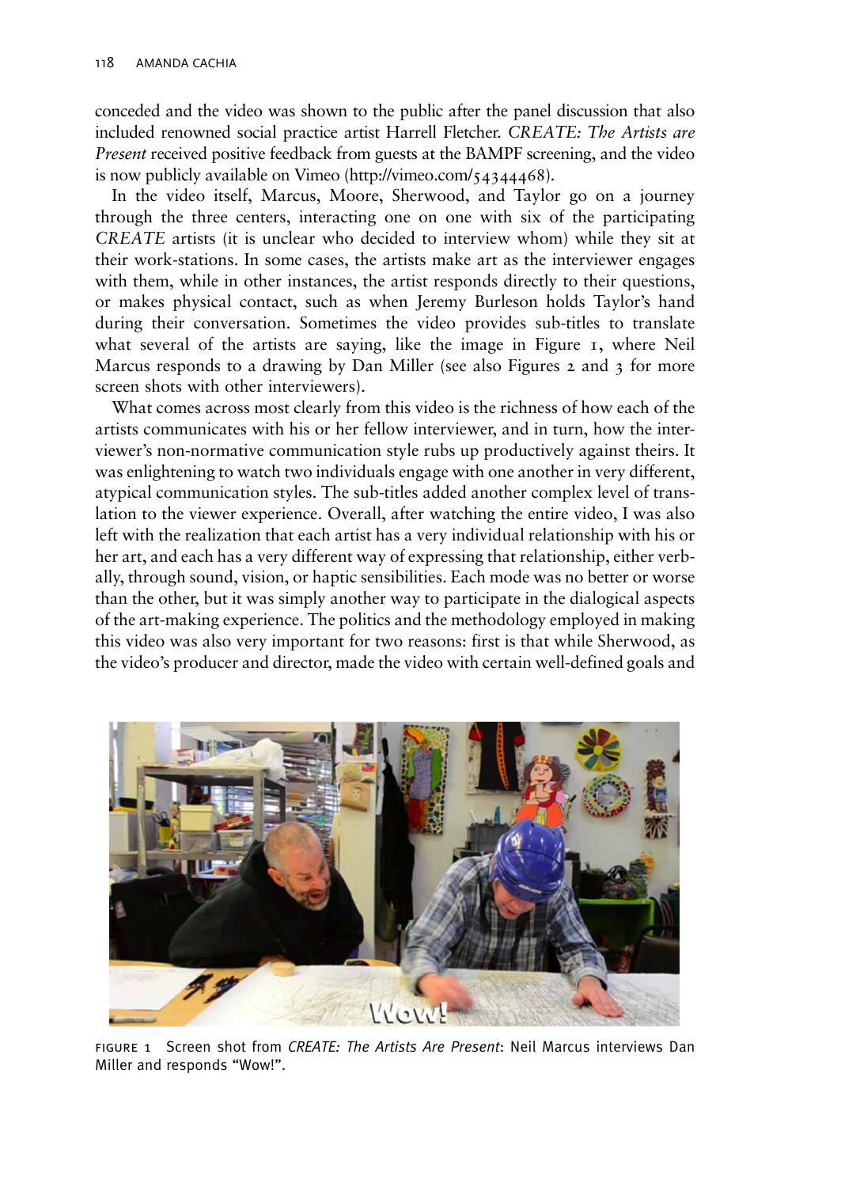conceded and the video was shown to the public after the panel discussion that also included renowned social practice artist Harrell Fletcher. *CREATE: The Artists are Present* received positive feedback from guests at the BAMPF screening, and the video is now publicly available on Vimeo (http://vimeo.com/54344468).

In the video itself, Marcus, Moore, Sherwood, and Taylor go on a journey through the three centers, interacting one on one with six of the participating *CREATE* artists (it is unclear who decided to interview whom) while they sit at their work-stations. In some cases, the artists make art as the interviewer engages with them, while in other instances, the artist responds directly to their questions, or makes physical contact, such as when Jeremy Burleson holds Taylor's hand during their conversation. Sometimes the video provides sub-titles to translate what several of the artists are saying, like the image in Figure 1, where Neil Marcus responds to a drawing by Dan Miller (see also Figures 2 and 3 for more screen shots with other interviewers).

What comes across most clearly from this video is the richness of how each of the artists communicates with his or her fellow interviewer, and in turn, how the interviewer's non-normative communication style rubs up productively against theirs. It was enlightening to watch two individuals engage with one another in very different, atypical communication styles. The sub-titles added another complex level of translation to the viewer experience. Overall, after watching the entire video, I was also left with the realization that each artist has a very individual relationship with his or her art, and each has a very different way of expressing that relationship, either verbally, through sound, vision, or haptic sensibilities. Each mode was no better or worse than the other, but it was simply another way to participate in the dialogical aspects of the art-making experience. The politics and the methodology employed in making this video was also very important for two reasons: first is that while Sherwood, as the video's producer and director, made the video with certain well-defined goals and

FIGURE 1 Screen shot from *CREATE: The Artists Are Present*: Neil Marcus interviews Dan Miller and responds "Wow!".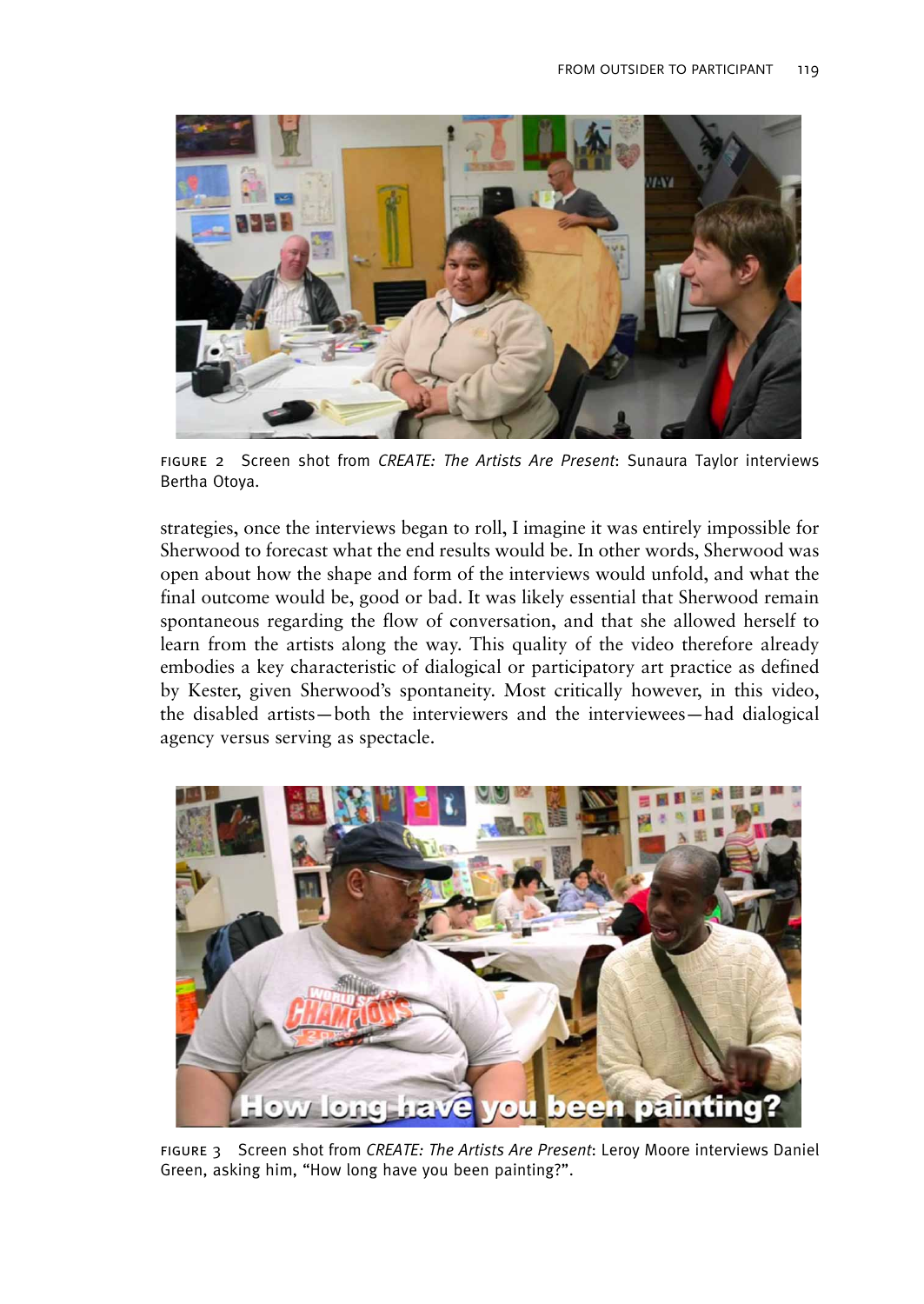FIGURE 2 Screen shot from *CREATE: The Artists Are Present*: Sunaura Taylor interviews Bertha Otoya.

strategies, once the interviews began to roll, I imagine it was entirely impossible for Sherwood to forecast what the end results would be. In other words, Sherwood was open about how the shape and form of the interviews would unfold, and what the final outcome would be, good or bad. It was likely essential that Sherwood remain spontaneous regarding the flow of conversation, and that she allowed herself to learn from the artists along the way. This quality of the video therefore already embodies a key characteristic of dialogical or participatory art practice as defined by Kester, given Sherwood's spontaneity. Most critically however, in this video, the disabled artists—both the interviewers and the interviewees—had dialogical agency versus serving as spectacle.

FIGURE 3 Screen shot from *CREATE: The Artists Are Present*: Leroy Moore interviews Daniel Green, asking him, "How long have you been painting?".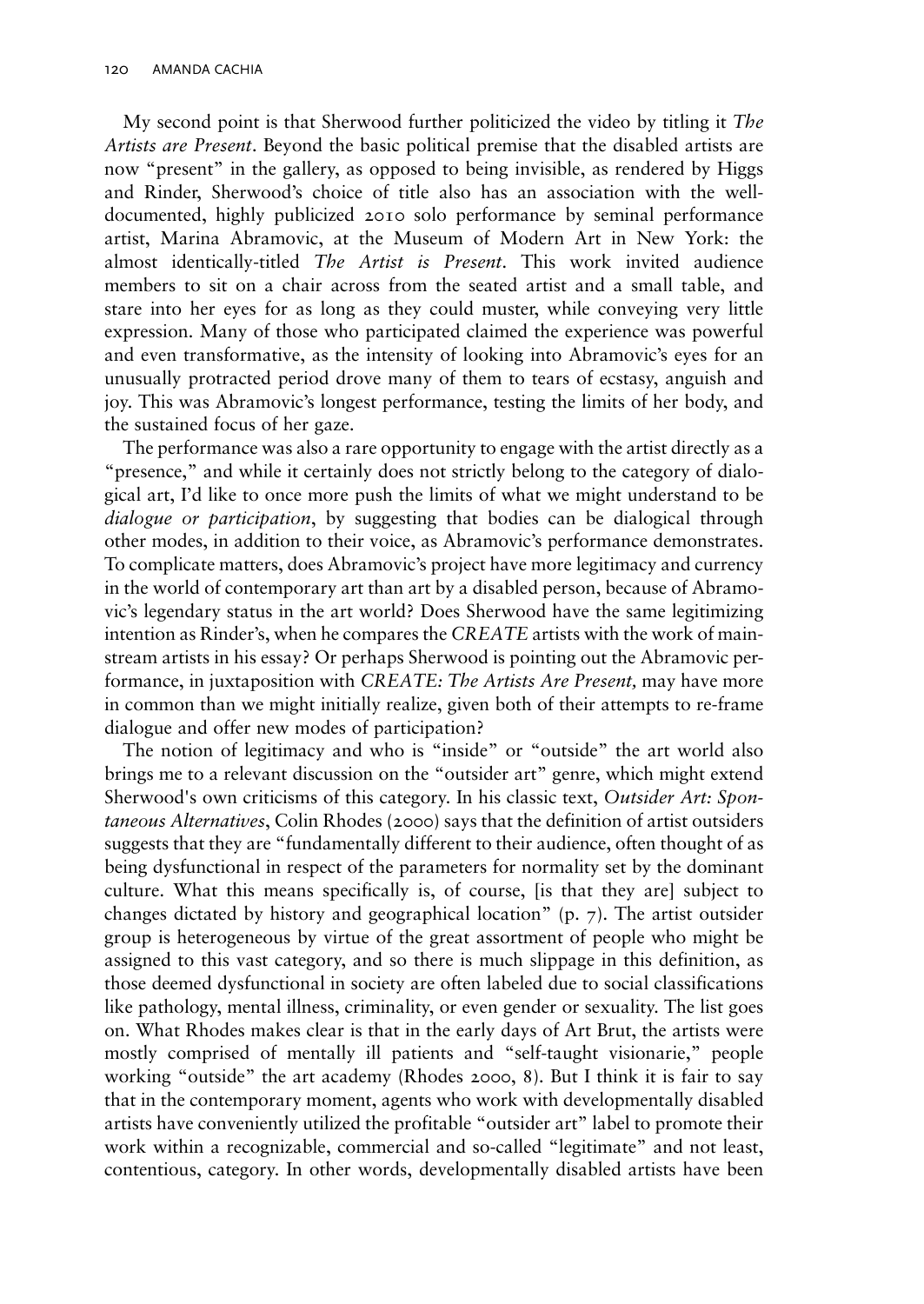My second point is that Sherwood further politicized the video by titling it *The Artists are Present*. Beyond the basic political premise that the disabled artists are now "present" in the gallery, as opposed to being invisible, as rendered by Higgs and Rinder, Sherwood's choice of title also has an association with the well-documented, highly publicized 2010 solo performance by seminal performance artist, Marina Abramovic, at the Museum of Modern Art in New York: the almost identically-titled *The Artist is Present*. This work invited audience members to sit on a chair across from the seated artist and a small table, and stare into her eyes for as long as they could muster, while conveying very little expression. Many of those who participated claimed the experience was powerful and even transformative, as the intensity of looking into Abramovic's eyes for an unusually protracted period drove many of them to tears of ecstasy, anguish and joy. This was Abramovic's longest performance, testing the limits of her body, and the sustained focus of her gaze.

The performance was also a rare opportunity to engage with the artist directly as a "presence," and while it certainly does not strictly belong to the category of dialogical art, I'd like to once more push the limits of what we might understand to be *dialogue or participation*, by suggesting that bodies can be dialogical through other modes, in addition to their voice, as Abramovic's performance demonstrates. To complicate matters, does Abramovic's project have more legitimacy and currency in the world of contemporary art than art by a disabled person, because of Abramovic's legendary status in the art world? Does Sherwood have the same legitimizing intention as Rinder's, when he compares the *CREATE* artists with the work of mainstream artists in his essay? Or perhaps Sherwood is pointing out the Abramovic performance, in juxtaposition with *CREATE: The Artists Are Present,* may have more in common than we might initially realize, given both of their attempts to re-frame dialogue and offer new modes of participation?

The notion of legitimacy and who is "inside" or "outside" the art world also brings me to a relevant discussion on the "outsider art" genre, which might extend Sherwood's own criticisms of this category. In his classic text, *Outsider Art: Spontaneous Alternatives*, Colin Rhodes (2000) says that the definition of artist outsiders suggests that they are "fundamentally different to their audience, often thought of as being dysfunctional in respect of the parameters for normality set by the dominant culture. What this means specifically is, of course, [is that they are] subject to changes dictated by history and geographical location" (p. 7). The artist outsider group is heterogeneous by virtue of the great assortment of people who might be assigned to this vast category, and so there is much slippage in this definition, as those deemed dysfunctional in society are often labeled due to social classifications like pathology, mental illness, criminality, or even gender or sexuality. The list goes on. What Rhodes makes clear is that in the early days of Art Brut, the artists were mostly comprised of mentally ill patients and "self-taught visionarie," people working "outside" the art academy (Rhodes 2000, 8). But I think it is fair to say that in the contemporary moment, agents who work with developmentally disabled artists have conveniently utilized the profitable "outsider art" label to promote their work within a recognizable, commercial and so-called "legitimate" and not least, contentious, category. In other words, developmentally disabled artists have been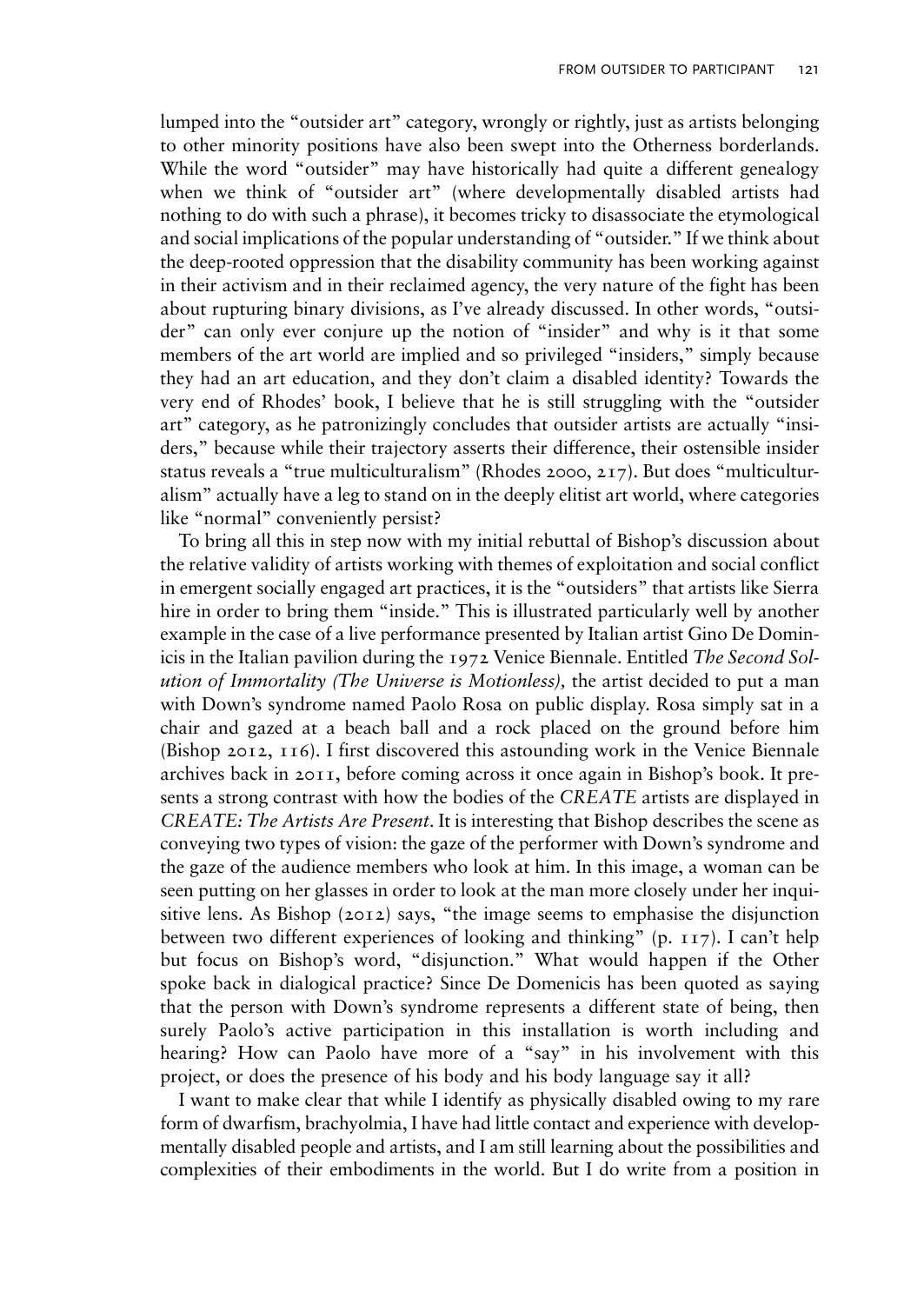lumped into the "outsider art" category, wrongly or rightly, just as artists belonging to other minority positions have also been swept into the Otherness borderlands. While the word "outsider" may have historically had quite a different genealogy when we think of "outsider art" (where developmentally disabled artists had nothing to do with such a phrase), it becomes tricky to disassociate the etymological and social implications of the popular understanding of "outsider." If we think about the deep-rooted oppression that the disability community has been working against in their activism and in their reclaimed agency, the very nature of the fight has been about rupturing binary divisions, as I've already discussed. In other words, "outsider" can only ever conjure up the notion of "insider" and why is it that some members of the art world are implied and so privileged "insiders," simply because they had an art education, and they don't claim a disabled identity? Towards the very end of Rhodes' book, I believe that he is still struggling with the "outsider art" category, as he patronizingly concludes that outsider artists are actually "insiders," because while their trajectory asserts their difference, their ostensible insider status reveals a "true multiculturalism" (Rhodes 2000, 217). But does "multiculturalism" actually have a leg to stand on in the deeply elitist art world, where categories like "normal" conveniently persist?

To bring all this in step now with my initial rebuttal of Bishop's discussion about the relative validity of artists working with themes of exploitation and social conflict in emergent socially engaged art practices, it is the "outsiders" that artists like Sierra hire in order to bring them "inside." This is illustrated particularly well by another example in the case of a live performance presented by Italian artist Gino De Dominicis in the Italian pavilion during the 1972 Venice Biennale. Entitled *The Second Solution of Immortality (The Universe is Motionless),* the artist decided to put a man with Down's syndrome named Paolo Rosa on public display. Rosa simply sat in a chair and gazed at a beach ball and a rock placed on the ground before him (Bishop 2012, 116). I first discovered this astounding work in the Venice Biennale archives back in 2011, before coming across it once again in Bishop's book. It presents a strong contrast with how the bodies of the *CREATE* artists are displayed in *CREATE: The Artists Are Present*. It is interesting that Bishop describes the scene as conveying two types of vision: the gaze of the performer with Down's syndrome and the gaze of the audience members who look at him. In this image, a woman can be seen putting on her glasses in order to look at the man more closely under her inquisitive lens. As Bishop (2012) says, "the image seems to emphasise the disjunction between two different experiences of looking and thinking" (p. 117). I can't help but focus on Bishop's word, "disjunction." What would happen if the Other spoke back in dialogical practice? Since De Domenicis has been quoted as saying that the person with Down's syndrome represents a different state of being, then surely Paolo's active participation in this installation is worth including and hearing? How can Paolo have more of a "say" in his involvement with this project, or does the presence of his body and his body language say it all?

I want to make clear that while I identify as physically disabled owing to my rare form of dwarfism, brachyolmia, I have had little contact and experience with developmentally disabled people and artists, and I am still learning about the possibilities and complexities of their embodiments in the world. But I do write from a position in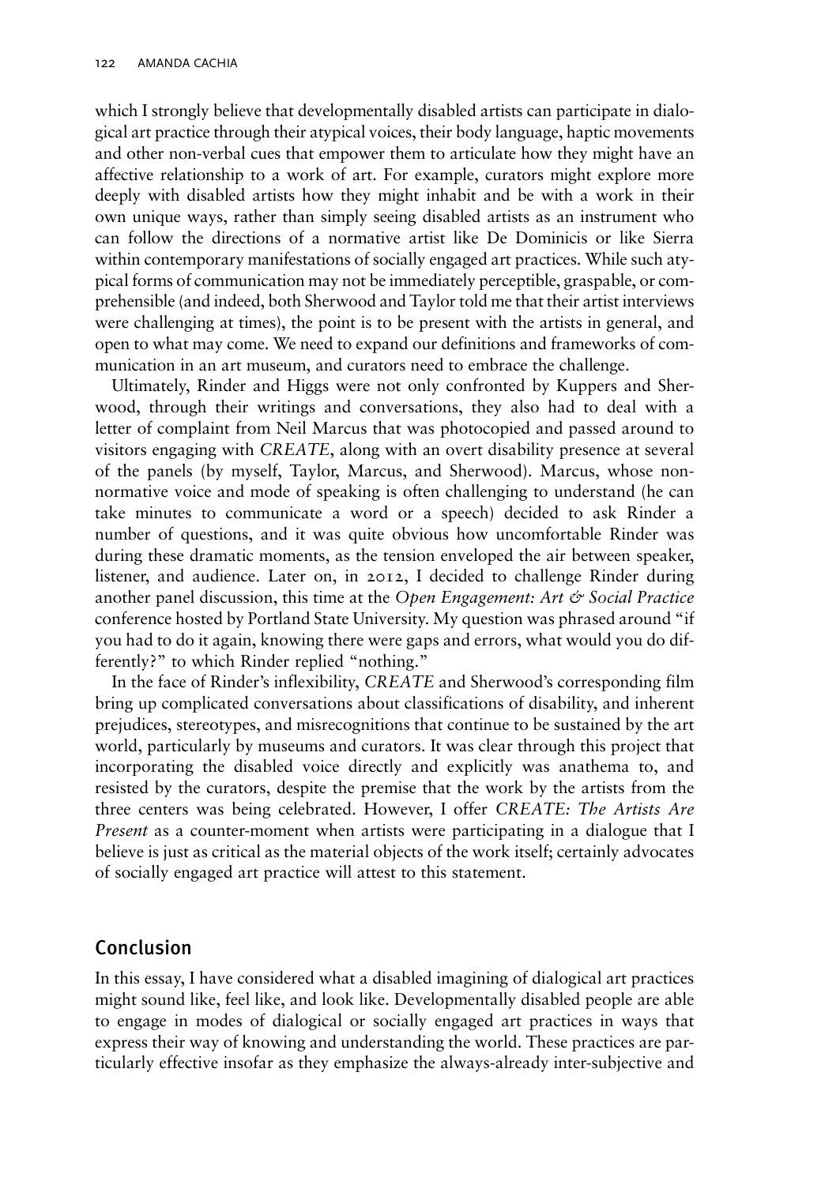which I strongly believe that developmentally disabled artists can participate in dialogical art practice through their atypical voices, their body language, haptic movements and other non-verbal cues that empower them to articulate how they might have an affective relationship to a work of art. For example, curators might explore more deeply with disabled artists how they might inhabit and be with a work in their own unique ways, rather than simply seeing disabled artists as an instrument who can follow the directions of a normative artist like De Dominicis or like Sierra within contemporary manifestations of socially engaged art practices. While such atypical forms of communication may not be immediately perceptible, graspable, or comprehensible (and indeed, both Sherwood and Taylor told me that their artist interviews were challenging at times), the point is to be present with the artists in general, and open to what may come. We need to expand our definitions and frameworks of communication in an art museum, and curators need to embrace the challenge.

Ultimately, Rinder and Higgs were not only confronted by Kuppers and Sherwood, through their writings and conversations, they also had to deal with a letter of complaint from Neil Marcus that was photocopied and passed around to visitors engaging with *CREATE*, along with an overt disability presence at several of the panels (by myself, Taylor, Marcus, and Sherwood). Marcus, whose non-normative voice and mode of speaking is often challenging to understand (he can take minutes to communicate a word or a speech) decided to ask Rinder a number of questions, and it was quite obvious how uncomfortable Rinder was during these dramatic moments, as the tension enveloped the air between speaker, listener, and audience. Later on, in 2012, I decided to challenge Rinder during another panel discussion, this time at the *Open Engagement: Art & Social Practice* conference hosted by Portland State University. My question was phrased around "if you had to do it again, knowing there were gaps and errors, what would you do differently?" to which Rinder replied "nothing."

In the face of Rinder's inflexibility, *CREATE* and Sherwood's corresponding film bring up complicated conversations about classifications of disability, and inherent prejudices, stereotypes, and misrecognitions that continue to be sustained by the art world, particularly by museums and curators. It was clear through this project that incorporating the disabled voice directly and explicitly was anathema to, and resisted by the curators, despite the premise that the work by the artists from the three centers was being celebrated. However, I offer *CREATE: The Artists Are Present* as a counter-moment when artists were participating in a dialogue that I believe is just as critical as the material objects of the work itself; certainly advocates of socially engaged art practice will attest to this statement.

## Conclusion

In this essay, I have considered what a disabled imagining of dialogical art practices might sound like, feel like, and look like. Developmentally disabled people are able to engage in modes of dialogical or socially engaged art practices in ways that express their way of knowing and understanding the world. These practices are particularly effective insofar as they emphasize the always-already inter-subjective and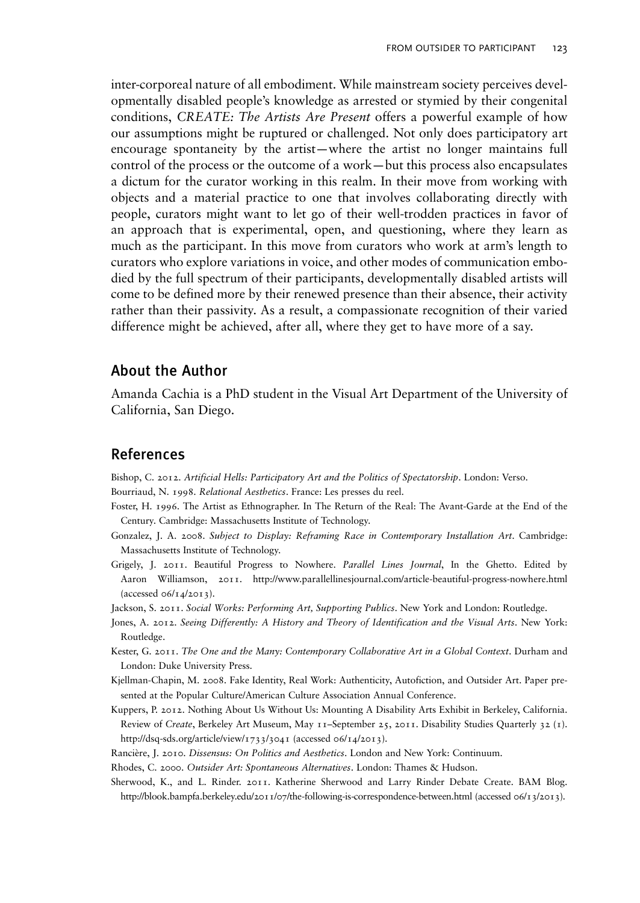inter-corporeal nature of all embodiment. While mainstream society perceives developmentally disabled people's knowledge as arrested or stymied by their congenital conditions, *CREATE: The Artists Are Present* offers a powerful example of how our assumptions might be ruptured or challenged. Not only does participatory art encourage spontaneity by the artist—where the artist no longer maintains full control of the process or the outcome of a work—but this process also encapsulates a dictum for the curator working in this realm. In their move from working with objects and a material practice to one that involves collaborating directly with people, curators might want to let go of their well-trodden practices in favor of an approach that is experimental, open, and questioning, where they learn as much as the participant. In this move from curators who work at arm's length to curators who explore variations in voice, and other modes of communication embodied by the full spectrum of their participants, developmentally disabled artists will come to be defined more by their renewed presence than their absence, their activity rather than their passivity. As a result, a compassionate recognition of their varied difference might be achieved, after all, where they get to have more of a say.

## About the Author

Amanda Cachia is a PhD student in the Visual Art Department of the University of California, San Diego.

## References

Bishop, C. 2012. *Artificial Hells: Participatory Art and the Politics of Spectatorship*. London: Verso.

Bourriaud, N. 1998. *Relational Aesthetics*. France: Les presses du reel.

Foster, H. 1996. The Artist as Ethnographer. In The Return of the Real: The Avant-Garde at the End of the Century. Cambridge: Massachusetts Institute of Technology.

Gonzalez, J. A. 2008. *Subject to Display: Reframing Race in Contemporary Installation Art*. Cambridge: Massachusetts Institute of Technology.

Grigely, J. 2011. Beautiful Progress to Nowhere. *Parallel Lines Journal*, In the Ghetto. Edited by Aaron Williamson, 2011. http://www.parallellinesjournal.com/article-beautiful-progress-nowhere.html (accessed 06/14/2013).

Jackson, S. 2011. *Social Works: Performing Art, Supporting Publics*. New York and London: Routledge.

Jones, A. 2012. *Seeing Differently: A History and Theory of Identification and the Visual Arts*. New York: Routledge.

Kester, G. 2011. *The One and the Many: Contemporary Collaborative Art in a Global Context*. Durham and London: Duke University Press.

Kjellman-Chapin, M. 2008. Fake Identity, Real Work: Authenticity, Autofiction, and Outsider Art. Paper presented at the Popular Culture/American Culture Association Annual Conference.

Kuppers, P. 2012. Nothing About Us Without Us: Mounting A Disability Arts Exhibit in Berkeley, California. Review of *Create*, Berkeley Art Museum, May 11–September 25, 2011. Disability Studies Quarterly 32 (1). http://dsq-sds.org/article/view/1733/3041 (accessed 06/14/2013).

Rancière, J. 2010. *Dissensus: On Politics and Aesthetics*. London and New York: Continuum.

Rhodes, C. 2000. *Outsider Art: Spontaneous Alternatives*. London: Thames & Hudson.

Sherwood, K., and L. Rinder. 2011. Katherine Sherwood and Larry Rinder Debate Create. BAM Blog. http://blook.bampfa.berkeley.edu/2011/07/the-following-is-correspondence-between.html (accessed 06/13/2013).